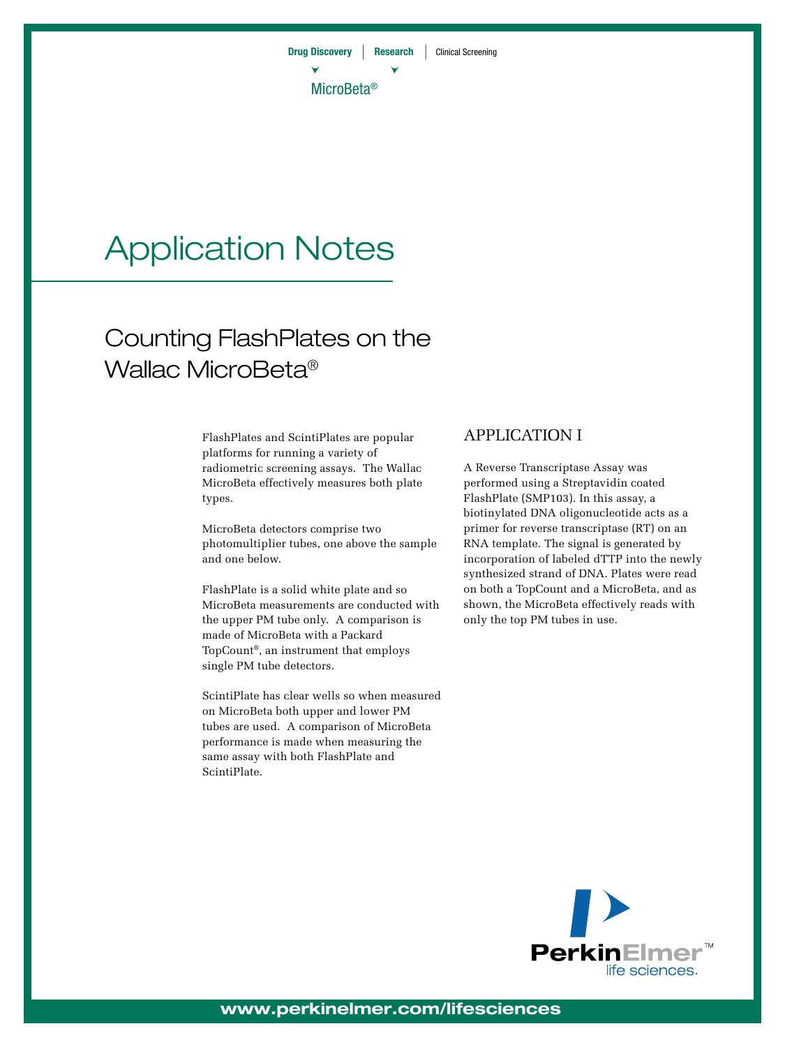Drug Discovery | Research | Clinical Screening

MicroBeta®

# Application Notes

## Counting FlashPlates on the Wallac MicroBeta®

FlashPlates and ScintiPlates are popular platforms for running a variety of radiometric screening assays. The Wallac MicroBeta effectively measures both plate types.

MicroBeta detectors comprise two photomultiplier tubes, one above the sample and one below.

FlashPlate is a solid white plate and so MicroBeta measurements are conducted with the upper PM tube only. A comparison is made of MicroBeta with a Packard TopCount®, an instrument that employs single PM tube detectors.

ScintiPlate has clear wells so when measured on MicroBeta both upper and lower PM tubes are used. A comparison of MicroBeta performance is made when measuring the same assay with both FlashPlate and ScintiPlate.

### APPLICATION I

A Reverse Transcriptase Assay was performed using a Streptavidin coated FlashPlate (SMP103). In this assay, a biotinylated DNA oligonucleotide acts as a primer for reverse transcriptase (RT) on an RNA template. The signal is generated by incorporation of labeled dTTP into the newly synthesized strand of DNA. Plates were read on both a TopCount and a MicroBeta, and as shown, the MicroBeta effectively reads with only the top PM tubes in use.

PerkinElmer™ life sciences.

www.perkinelmer.com/lifesciences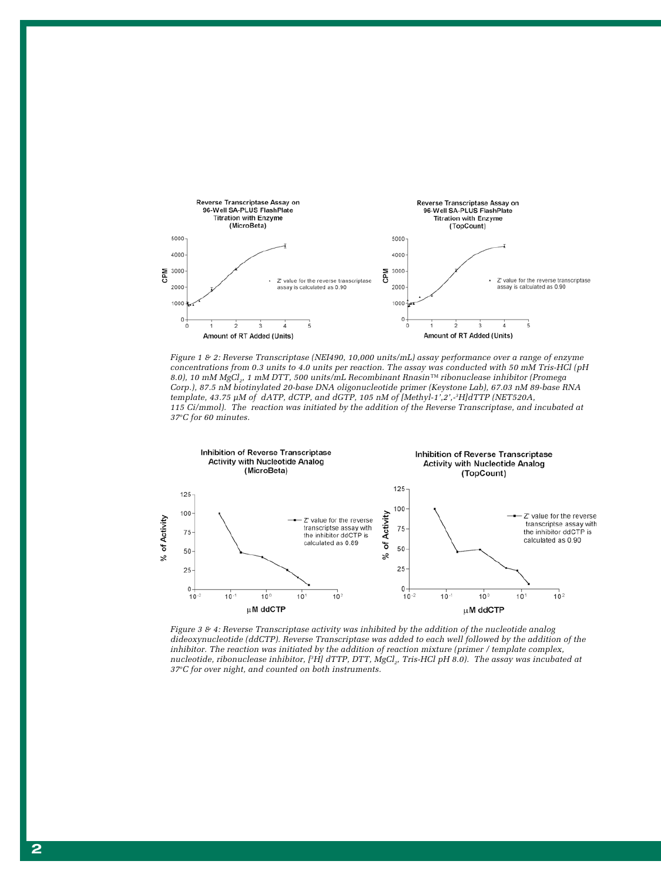Reverse Transcriptase Assay on 96-Well SA-PLUS FlashPlate Titration with Enzyme (MicroBeta)

Reverse Transcriptase Assay on 96-Well SA-PLUS FlashPlate Titration with Enzyme (TopCount)

*Figure 1 & 2: Reverse Transcriptase (NEI490, 10,000 units/mL) assay performance over a range of enzyme concentrations from 0.3 units to 4.0 units per reaction. The assay was conducted with 50 mM Tris-HCl (pH 8.0), 10 mM $MgCl_2$, 1 mM DTT, 500 units/mL Recombinant Rnasin™ ribonuclease inhibitor (Promega Corp.), 87.5 nM biotinylated 20-base DNA oligonucleotide primer (Keystone Lab), 67.03 nM 89-base RNA template, 43.75 µM of dATP, dCTP, and dGTP, 105 nM of [Methyl-1',2',-$^3$H]dTTP (NET520A, 115 Ci/mmol). The reaction was initiated by the addition of the Reverse Transcriptase, and incubated at 37°C for 60 minutes.*

Inhibition of Reverse Transcriptase Activity with Nucleotide Analog (MicroBeta)

Inhibition of Reverse Transcriptase Activity with Nucleotide Analog (TopCount)

*Figure 3 & 4: Reverse Transcriptase activity was inhibited by the addition of the nucleotide analog dideoxynucleotide (ddCTP). Reverse Transcriptase was added to each well followed by the addition of the inhibitor. The reaction was initiated by the addition of reaction mixture (primer / template complex, nucleotide, ribonuclease inhibitor, [$^3$H] dTTP, DTT, $MgCl_2$, Tris-HCl pH 8.0). The assay was incubated at 37°C for over night, and counted on both instruments.*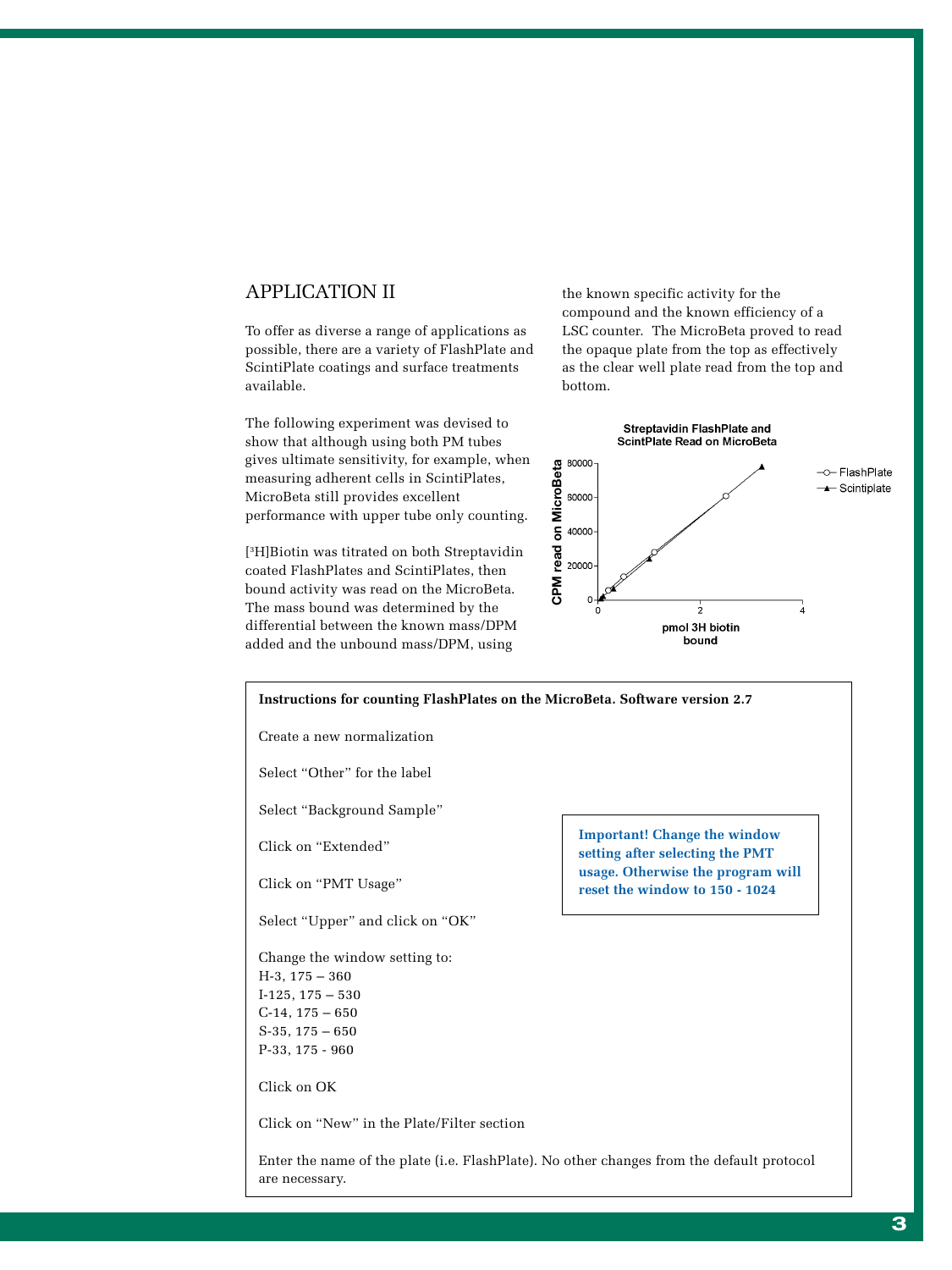## APPLICATION II

To offer as diverse a range of applications as possible, there are a variety of FlashPlate and ScintiPlate coatings and surface treatments available.

The following experiment was devised to show that although using both PM tubes gives ultimate sensitivity, for example, when measuring adherent cells in ScintiPlates, MicroBeta still provides excellent performance with upper tube only counting.

[$^3$H]Biotin was titrated on both Streptavidin coated FlashPlates and ScintiPlates, then bound activity was read on the MicroBeta. The mass bound was determined by the differential between the known mass/DPM added and the unbound mass/DPM, using the known specific activity for the compound and the known efficiency of a LSC counter. The MicroBeta proved to read the opaque plate from the top as effectively as the clear well plate read from the top and bottom.

**Streptavidin FlashPlate and ScintPlate Read on MicroBeta**

CPM read on MicroBeta (0–80000) vs. pmol 3H biotin bound (0–4); series: FlashPlate, Scintiplate

---

**Instructions for counting FlashPlates on the MicroBeta. Software version 2.7**

Create a new normalization

Select "Other" for the label

Select "Background Sample"

Click on "Extended"

Click on "PMT Usage"

Select "Upper" and click on "OK"

> **Important! Change the window setting after selecting the PMT usage. Otherwise the program will reset the window to 150 - 1024**

Change the window setting to:
H-3, 175 – 360
I-125, 175 – 530
C-14, 175 – 650
S-35, 175 – 650
P-33, 175 - 960

Click on OK

Click on "New" in the Plate/Filter section

Enter the name of the plate (i.e. FlashPlate). No other changes from the default protocol are necessary.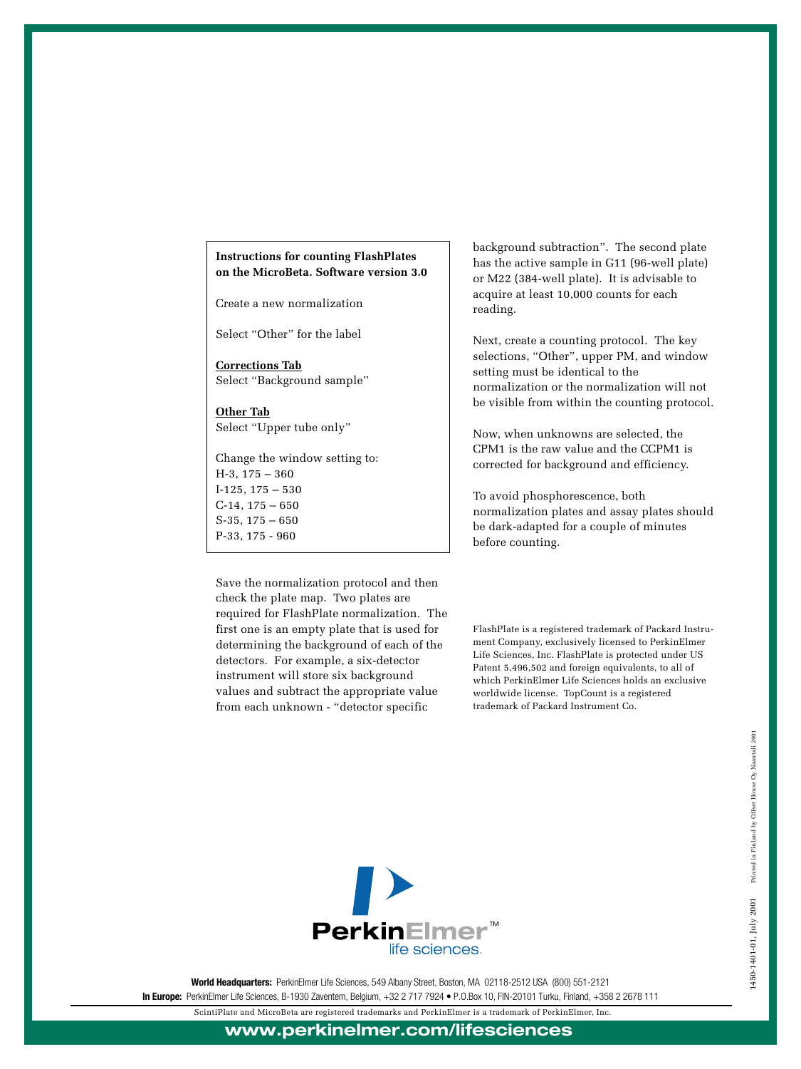**Instructions for counting FlashPlates on the MicroBeta. Software version 3.0**

Create a new normalization

Select "Other" for the label

**Corrections Tab**
Select "Background sample"

**Other Tab**
Select "Upper tube only"

Change the window setting to:
H-3, 175 – 360
I-125, 175 – 530
C-14, 175 – 650
S-35, 175 – 650
P-33, 175 - 960

Save the normalization protocol and then check the plate map. Two plates are required for FlashPlate normalization. The first one is an empty plate that is used for determining the background of each of the detectors. For example, a six-detector instrument will store six background values and subtract the appropriate value from each unknown - "detector specific background subtraction". The second plate has the active sample in G11 (96-well plate) or M22 (384-well plate). It is advisable to acquire at least 10,000 counts for each reading.

Next, create a counting protocol. The key selections, "Other", upper PM, and window setting must be identical to the normalization or the normalization will not be visible from within the counting protocol.

Now, when unknowns are selected, the CPM1 is the raw value and the CCPM1 is corrected for background and efficiency.

To avoid phosphorescence, both normalization plates and assay plates should be dark-adapted for a couple of minutes before counting.

FlashPlate is a registered trademark of Packard Instrument Company, exclusively licensed to PerkinElmer Life Sciences, Inc. FlashPlate is protected under US Patent 5,496,502 and foreign equivalents, to all of which PerkinElmer Life Sciences holds an exclusive worldwide license. TopCount is a registered trademark of Packard Instrument Co.

PerkinElmer™ life sciences

**World Headquarters:** PerkinElmer Life Sciences, 549 Albany Street, Boston, MA 02118-2512 USA (800) 551-2121
**In Europe:** PerkinElmer Life Sciences, B-1930 Zaventem, Belgium, +32 2 717 7924 • P.O.Box 10, FIN-20101 Turku, Finland, +358 2 2678 111

ScintiPlate and MicroBeta are registered trademarks and PerkinElmer is a trademark of PerkinElmer, Inc.

**www.perkinelmer.com/lifesciences**

1450-1401-01, July 2001 Printed in Finland by Offset House Oy Naantali 2001